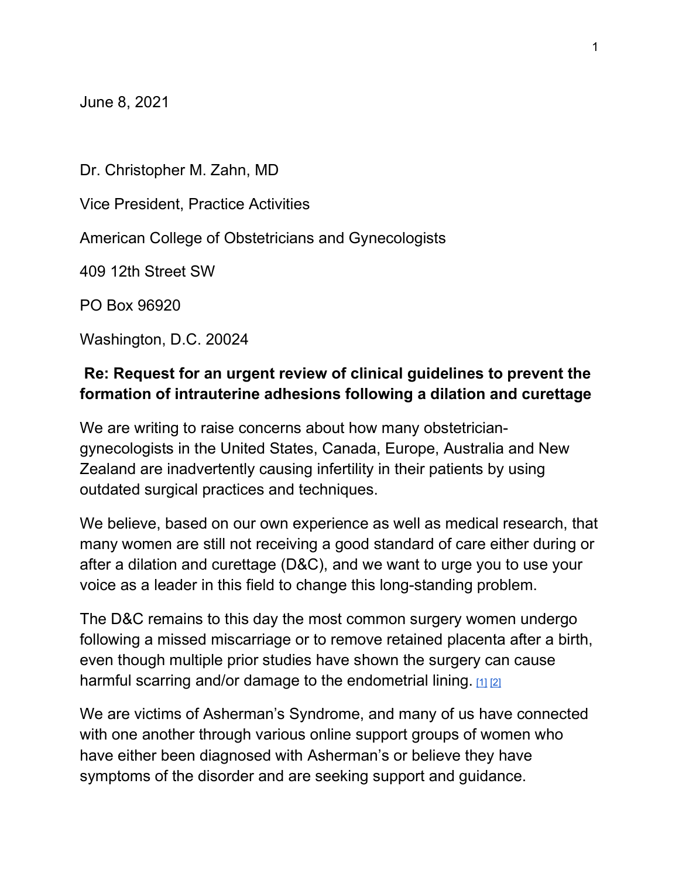June 8, 2021

Dr. Christopher M. Zahn, MD

Vice President, Practice Activities

American College of Obstetricians and Gynecologists

409 12th Street SW

PO Box 96920

Washington, D.C. 20024

**Re: Request for an urgent review of clinical guidelines to prevent the formation of intrauterine adhesions following a dilation and curettage**

We are writing to raise concerns about how many obstetrician-gynecologists in the United States, Canada, Europe, Australia and New Zealand are inadvertently causing infertility in their patients by using outdated surgical practices and techniques.

We believe, based on our own experience as well as medical research, that many women are still not receiving a good standard of care either during or after a dilation and curettage (D&C), and we want to urge you to use your voice as a leader in this field to change this long-standing problem.

The D&C remains to this day the most common surgery women undergo following a missed miscarriage or to remove retained placenta after a birth, even though multiple prior studies have shown the surgery can cause harmful scarring and/or damage to the endometrial lining. [1] [2]

We are victims of Asherman's Syndrome, and many of us have connected with one another through various online support groups of women who have either been diagnosed with Asherman's or believe they have symptoms of the disorder and are seeking support and guidance.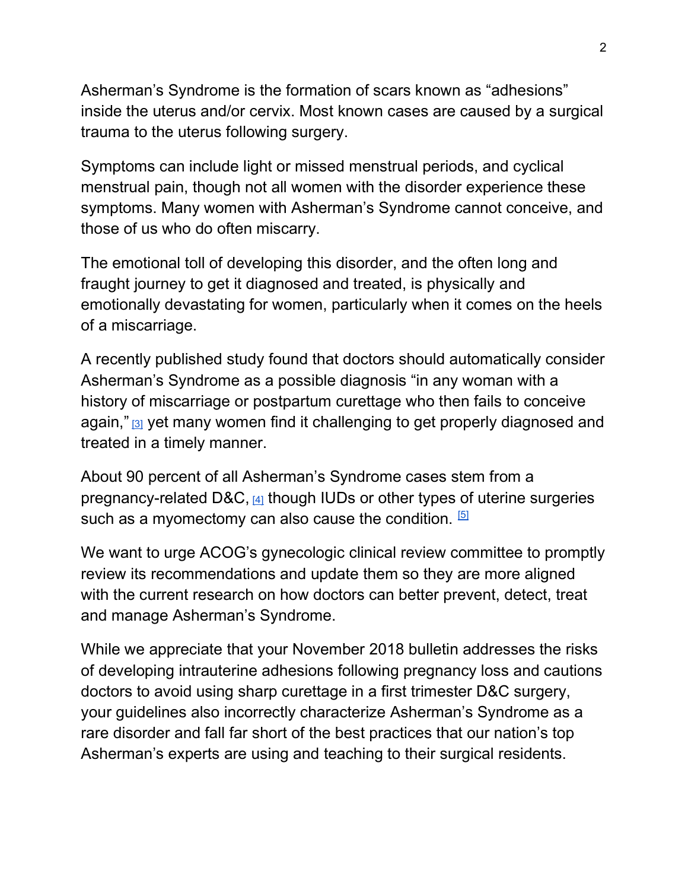Asherman's Syndrome is the formation of scars known as "adhesions" inside the uterus and/or cervix. Most known cases are caused by a surgical trauma to the uterus following surgery.

Symptoms can include light or missed menstrual periods, and cyclical menstrual pain, though not all women with the disorder experience these symptoms. Many women with Asherman's Syndrome cannot conceive, and those of us who do often miscarry.

The emotional toll of developing this disorder, and the often long and fraught journey to get it diagnosed and treated, is physically and emotionally devastating for women, particularly when it comes on the heels of a miscarriage.

A recently published study found that doctors should automatically consider Asherman's Syndrome as a possible diagnosis "in any woman with a history of miscarriage or postpartum curettage who then fails to conceive again," [3] yet many women find it challenging to get properly diagnosed and treated in a timely manner.

About 90 percent of all Asherman's Syndrome cases stem from a pregnancy-related D&C, [4] though IUDs or other types of uterine surgeries such as a myomectomy can also cause the condition. [5]

We want to urge ACOG's gynecologic clinical review committee to promptly review its recommendations and update them so they are more aligned with the current research on how doctors can better prevent, detect, treat and manage Asherman's Syndrome.

While we appreciate that your November 2018 bulletin addresses the risks of developing intrauterine adhesions following pregnancy loss and cautions doctors to avoid using sharp curettage in a first trimester D&C surgery, your guidelines also incorrectly characterize Asherman's Syndrome as a rare disorder and fall far short of the best practices that our nation's top Asherman's experts are using and teaching to their surgical residents.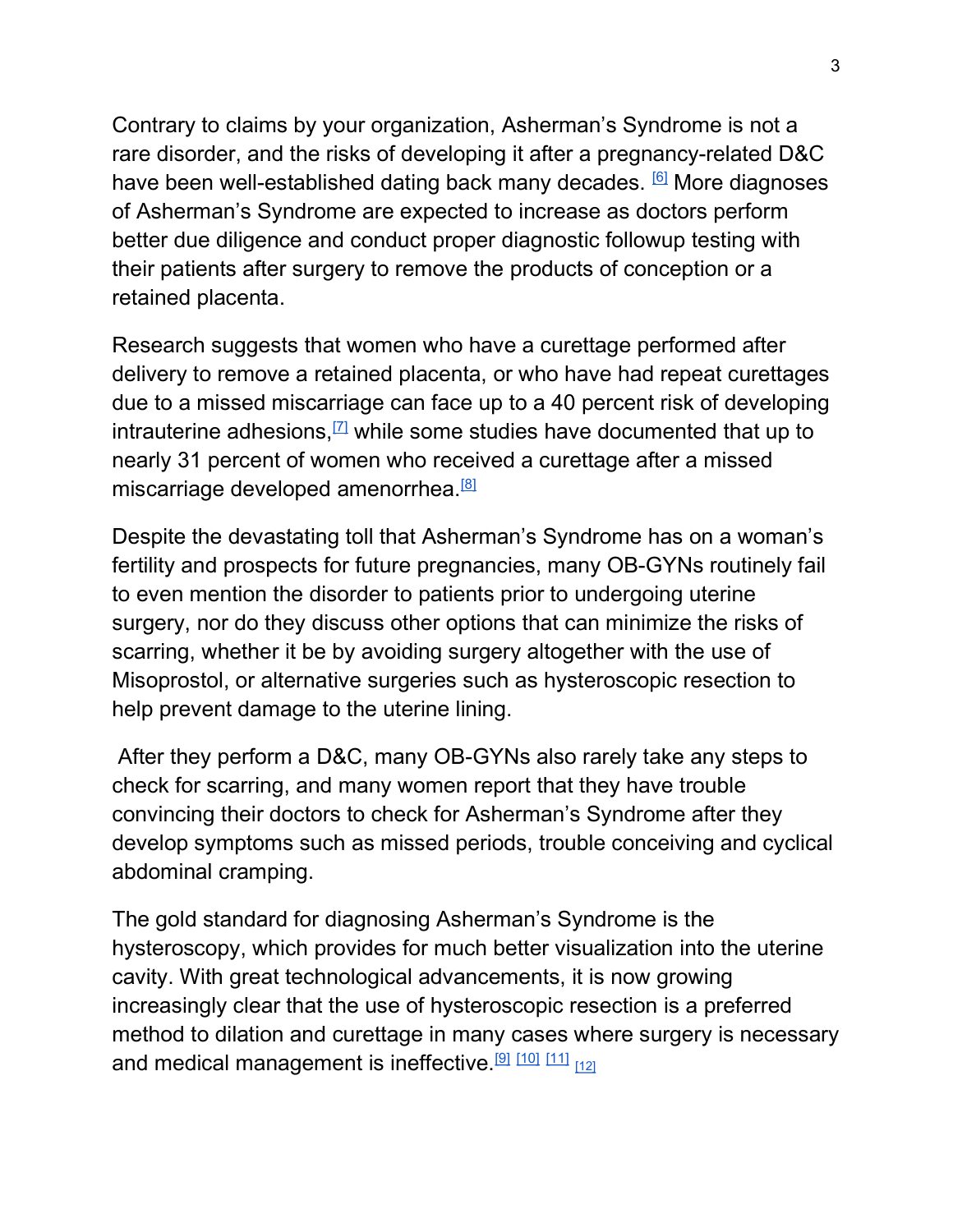Contrary to claims by your organization, Asherman's Syndrome is not a rare disorder, and the risks of developing it after a pregnancy-related D&C have been well-established dating back many decades. [6] More diagnoses of Asherman's Syndrome are expected to increase as doctors perform better due diligence and conduct proper diagnostic followup testing with their patients after surgery to remove the products of conception or a retained placenta.

Research suggests that women who have a curettage performed after delivery to remove a retained placenta, or who have had repeat curettages due to a missed miscarriage can face up to a 40 percent risk of developing intrauterine adhesions,[7] while some studies have documented that up to nearly 31 percent of women who received a curettage after a missed miscarriage developed amenorrhea.[8]

Despite the devastating toll that Asherman's Syndrome has on a woman's fertility and prospects for future pregnancies, many OB-GYNs routinely fail to even mention the disorder to patients prior to undergoing uterine surgery, nor do they discuss other options that can minimize the risks of scarring, whether it be by avoiding surgery altogether with the use of Misoprostol, or alternative surgeries such as hysteroscopic resection to help prevent damage to the uterine lining.

After they perform a D&C, many OB-GYNs also rarely take any steps to check for scarring, and many women report that they have trouble convincing their doctors to check for Asherman's Syndrome after they develop symptoms such as missed periods, trouble conceiving and cyclical abdominal cramping.

The gold standard for diagnosing Asherman's Syndrome is the hysteroscopy, which provides for much better visualization into the uterine cavity. With great technological advancements, it is now growing increasingly clear that the use of hysteroscopic resection is a preferred method to dilation and curettage in many cases where surgery is necessary and medical management is ineffective.[9] [10] [11] [12]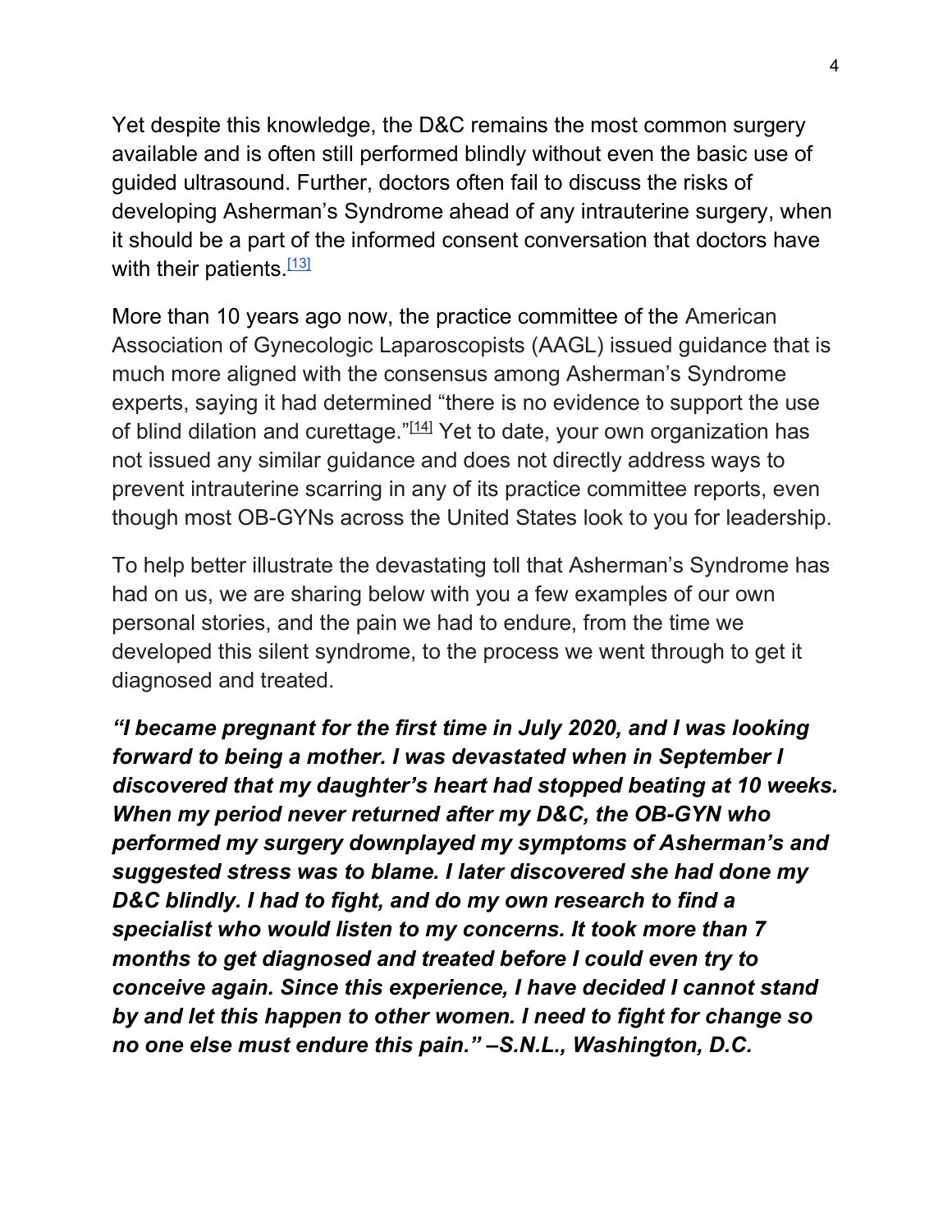Yet despite this knowledge, the D&C remains the most common surgery available and is often still performed blindly without even the basic use of guided ultrasound. Further, doctors often fail to discuss the risks of developing Asherman's Syndrome ahead of any intrauterine surgery, when it should be a part of the informed consent conversation that doctors have with their patients.[13]

More than 10 years ago now, the practice committee of the American Association of Gynecologic Laparoscopists (AAGL) issued guidance that is much more aligned with the consensus among Asherman's Syndrome experts, saying it had determined "there is no evidence to support the use of blind dilation and curettage."[14] Yet to date, your own organization has not issued any similar guidance and does not directly address ways to prevent intrauterine scarring in any of its practice committee reports, even though most OB-GYNs across the United States look to you for leadership.

To help better illustrate the devastating toll that Asherman's Syndrome has had on us, we are sharing below with you a few examples of our own personal stories, and the pain we had to endure, from the time we developed this silent syndrome, to the process we went through to get it diagnosed and treated.

***"I became pregnant for the first time in July 2020, and I was looking forward to being a mother. I was devastated when in September I discovered that my daughter's heart had stopped beating at 10 weeks. When my period never returned after my D&C, the OB-GYN who performed my surgery downplayed my symptoms of Asherman's and suggested stress was to blame. I later discovered she had done my D&C blindly. I had to fight, and do my own research to find a specialist who would listen to my concerns. It took more than 7 months to get diagnosed and treated before I could even try to conceive again. Since this experience, I have decided I cannot stand by and let this happen to other women. I need to fight for change so no one else must endure this pain." –S.N.L., Washington, D.C.***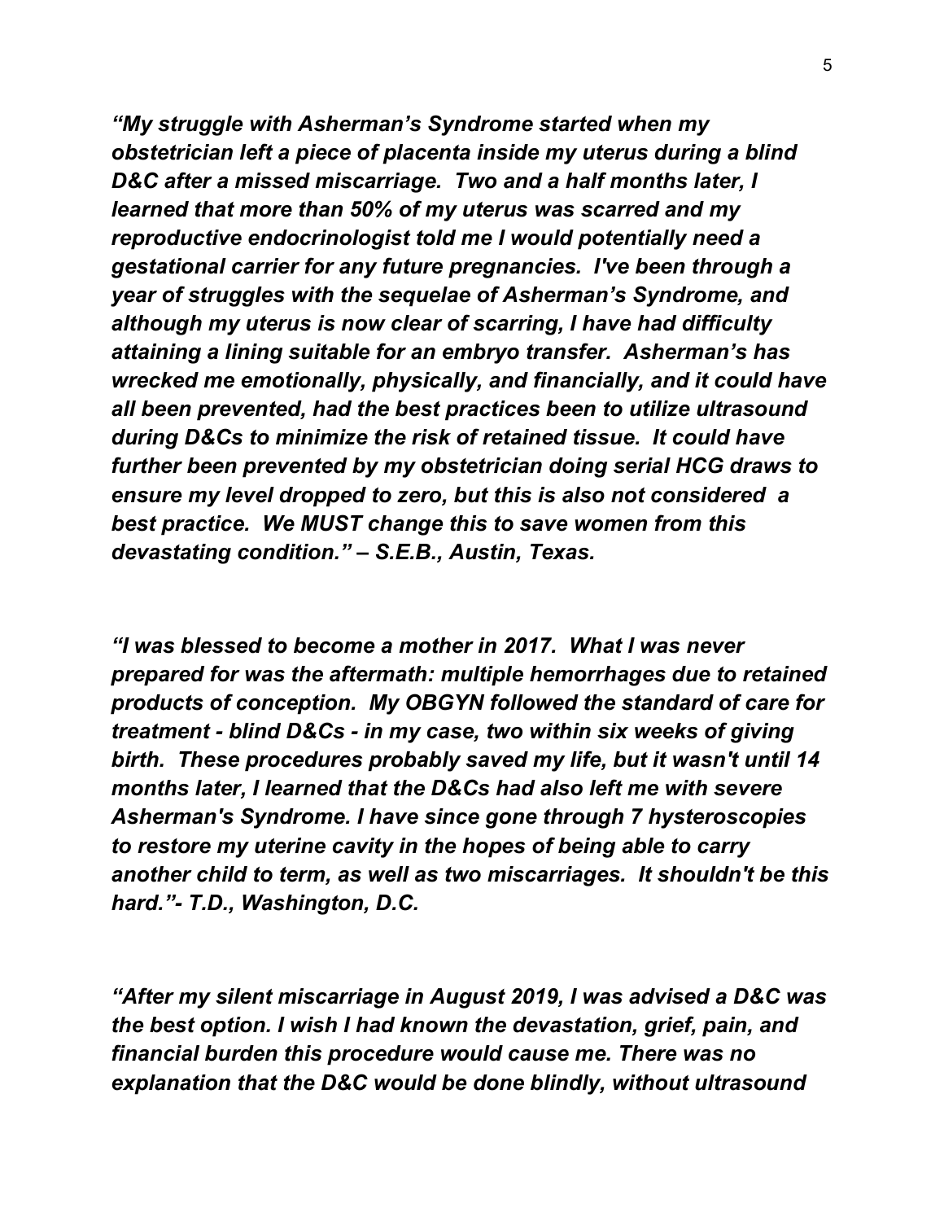***"My struggle with Asherman's Syndrome started when my obstetrician left a piece of placenta inside my uterus during a blind D&C after a missed miscarriage. Two and a half months later, I learned that more than 50% of my uterus was scarred and my reproductive endocrinologist told me I would potentially need a gestational carrier for any future pregnancies. I've been through a year of struggles with the sequelae of Asherman's Syndrome, and although my uterus is now clear of scarring, I have had difficulty attaining a lining suitable for an embryo transfer. Asherman's has wrecked me emotionally, physically, and financially, and it could have all been prevented, had the best practices been to utilize ultrasound during D&Cs to minimize the risk of retained tissue. It could have further been prevented by my obstetrician doing serial HCG draws to ensure my level dropped to zero, but this is also not considered a best practice. We MUST change this to save women from this devastating condition." – S.E.B., Austin, Texas.***

***"I was blessed to become a mother in 2017. What I was never prepared for was the aftermath: multiple hemorrhages due to retained products of conception. My OBGYN followed the standard of care for treatment - blind D&Cs - in my case, two within six weeks of giving birth. These procedures probably saved my life, but it wasn't until 14 months later, I learned that the D&Cs had also left me with severe Asherman's Syndrome. I have since gone through 7 hysteroscopies to restore my uterine cavity in the hopes of being able to carry another child to term, as well as two miscarriages. It shouldn't be this hard."- T.D., Washington, D.C.***

***"After my silent miscarriage in August 2019, I was advised a D&C was the best option. I wish I had known the devastation, grief, pain, and financial burden this procedure would cause me. There was no explanation that the D&C would be done blindly, without ultrasound***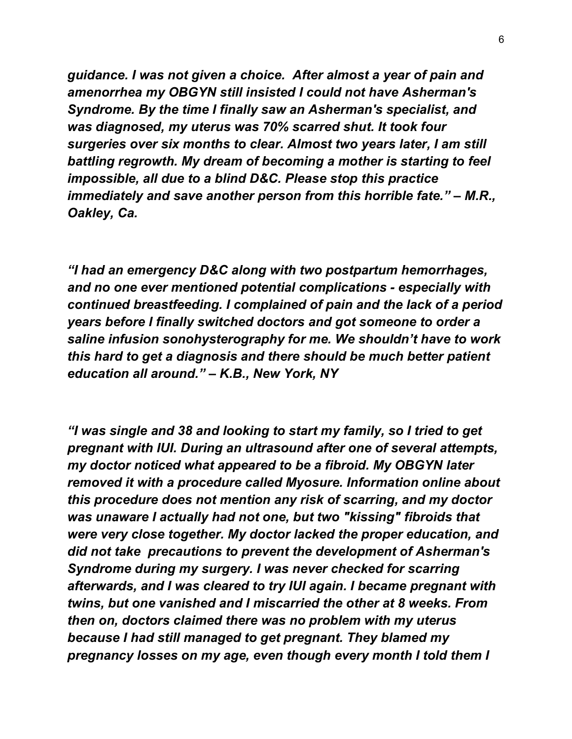***guidance. I was not given a choice. After almost a year of pain and amenorrhea my OBGYN still insisted I could not have Asherman's Syndrome. By the time I finally saw an Asherman's specialist, and was diagnosed, my uterus was 70% scarred shut. It took four surgeries over six months to clear. Almost two years later, I am still battling regrowth. My dream of becoming a mother is starting to feel impossible, all due to a blind D&C. Please stop this practice immediately and save another person from this horrible fate." – M.R., Oakley, Ca.***

***"I had an emergency D&C along with two postpartum hemorrhages, and no one ever mentioned potential complications - especially with continued breastfeeding. I complained of pain and the lack of a period years before I finally switched doctors and got someone to order a saline infusion sonohysterography for me. We shouldn't have to work this hard to get a diagnosis and there should be much better patient education all around." – K.B., New York, NY***

***"I was single and 38 and looking to start my family, so I tried to get pregnant with IUI. During an ultrasound after one of several attempts, my doctor noticed what appeared to be a fibroid. My OBGYN later removed it with a procedure called Myosure. Information online about this procedure does not mention any risk of scarring, and my doctor was unaware I actually had not one, but two "kissing" fibroids that were very close together. My doctor lacked the proper education, and did not take precautions to prevent the development of Asherman's Syndrome during my surgery. I was never checked for scarring afterwards, and I was cleared to try IUI again. I became pregnant with twins, but one vanished and I miscarried the other at 8 weeks. From then on, doctors claimed there was no problem with my uterus because I had still managed to get pregnant. They blamed my pregnancy losses on my age, even though every month I told them I***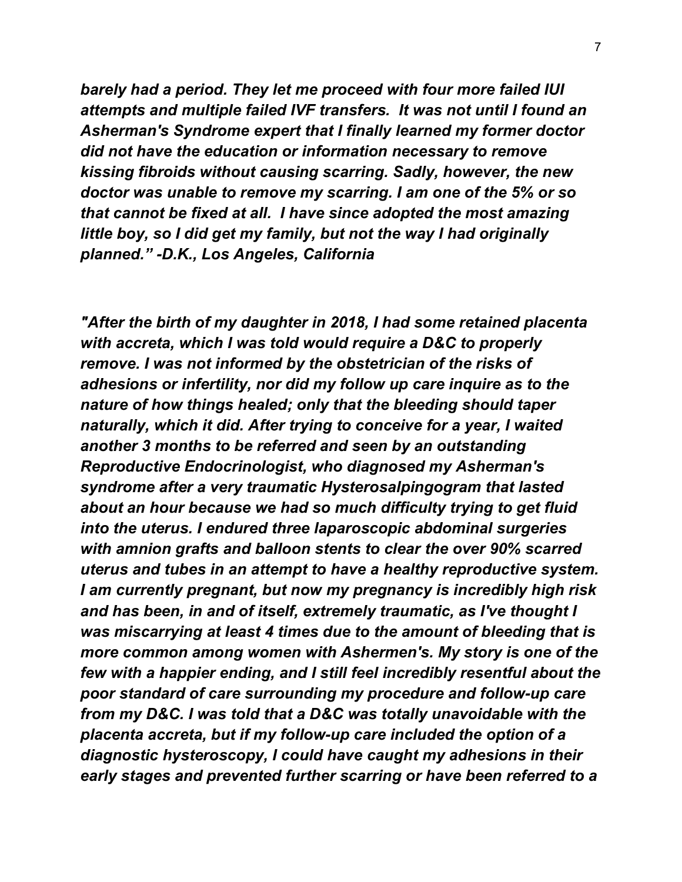***barely had a period. They let me proceed with four more failed IUI attempts and multiple failed IVF transfers. It was not until I found an Asherman's Syndrome expert that I finally learned my former doctor did not have the education or information necessary to remove kissing fibroids without causing scarring. Sadly, however, the new doctor was unable to remove my scarring. I am one of the 5% or so that cannot be fixed at all. I have since adopted the most amazing little boy, so I did get my family, but not the way I had originally planned." -D.K., Los Angeles, California***

***"After the birth of my daughter in 2018, I had some retained placenta with accreta, which I was told would require a D&C to properly remove. I was not informed by the obstetrician of the risks of adhesions or infertility, nor did my follow up care inquire as to the nature of how things healed; only that the bleeding should taper naturally, which it did. After trying to conceive for a year, I waited another 3 months to be referred and seen by an outstanding Reproductive Endocrinologist, who diagnosed my Asherman's syndrome after a very traumatic Hysterosalpingogram that lasted about an hour because we had so much difficulty trying to get fluid into the uterus. I endured three laparoscopic abdominal surgeries with amnion grafts and balloon stents to clear the over 90% scarred uterus and tubes in an attempt to have a healthy reproductive system. I am currently pregnant, but now my pregnancy is incredibly high risk and has been, in and of itself, extremely traumatic, as I've thought I was miscarrying at least 4 times due to the amount of bleeding that is more common among women with Ashermen's. My story is one of the few with a happier ending, and I still feel incredibly resentful about the poor standard of care surrounding my procedure and follow-up care from my D&C. I was told that a D&C was totally unavoidable with the placenta accreta, but if my follow-up care included the option of a diagnostic hysteroscopy, I could have caught my adhesions in their early stages and prevented further scarring or have been referred to a***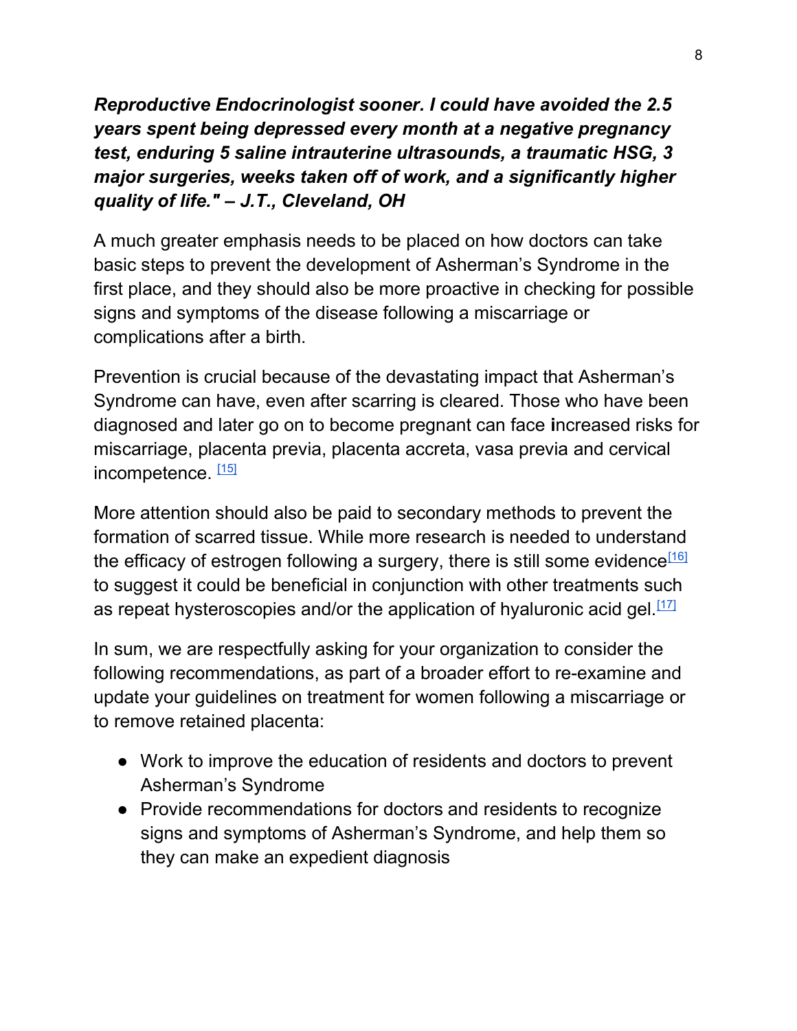***Reproductive Endocrinologist sooner. I could have avoided the 2.5 years spent being depressed every month at a negative pregnancy test, enduring 5 saline intrauterine ultrasounds, a traumatic HSG, 3 major surgeries, weeks taken off of work, and a significantly higher quality of life." – J.T., Cleveland, OH***

A much greater emphasis needs to be placed on how doctors can take basic steps to prevent the development of Asherman's Syndrome in the first place, and they should also be more proactive in checking for possible signs and symptoms of the disease following a miscarriage or complications after a birth.

Prevention is crucial because of the devastating impact that Asherman's Syndrome can have, even after scarring is cleared. Those who have been diagnosed and later go on to become pregnant can face increased risks for miscarriage, placenta previa, placenta accreta, vasa previa and cervical incompetence. [15]

More attention should also be paid to secondary methods to prevent the formation of scarred tissue. While more research is needed to understand the efficacy of estrogen following a surgery, there is still some evidence[16] to suggest it could be beneficial in conjunction with other treatments such as repeat hysteroscopies and/or the application of hyaluronic acid gel.[17]

In sum, we are respectfully asking for your organization to consider the following recommendations, as part of a broader effort to re-examine and update your guidelines on treatment for women following a miscarriage or to remove retained placenta:

- Work to improve the education of residents and doctors to prevent Asherman's Syndrome
- Provide recommendations for doctors and residents to recognize signs and symptoms of Asherman's Syndrome, and help them so they can make an expedient diagnosis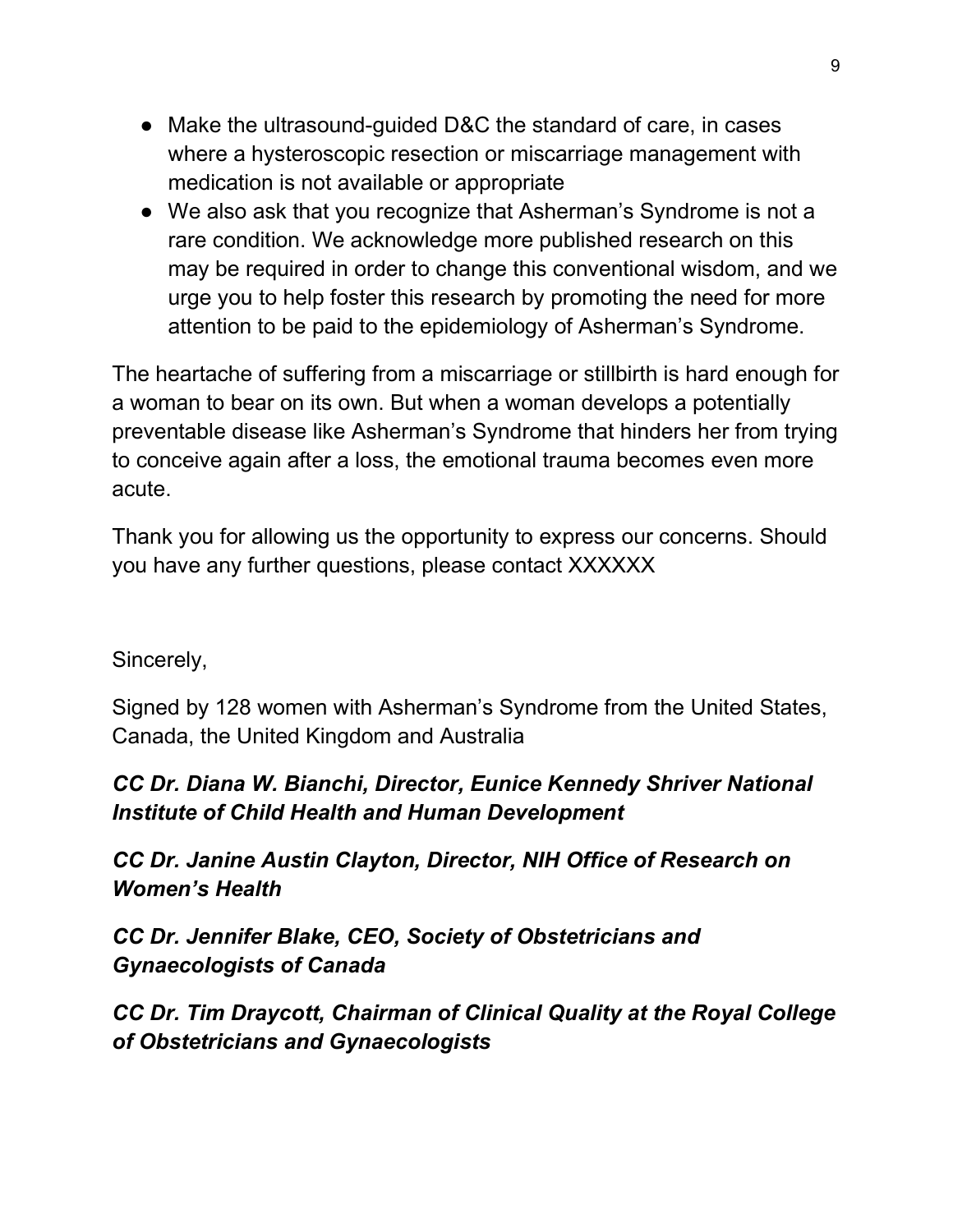- Make the ultrasound-guided D&C the standard of care, in cases where a hysteroscopic resection or miscarriage management with medication is not available or appropriate
- We also ask that you recognize that Asherman's Syndrome is not a rare condition. We acknowledge more published research on this may be required in order to change this conventional wisdom, and we urge you to help foster this research by promoting the need for more attention to be paid to the epidemiology of Asherman's Syndrome.

The heartache of suffering from a miscarriage or stillbirth is hard enough for a woman to bear on its own. But when a woman develops a potentially preventable disease like Asherman's Syndrome that hinders her from trying to conceive again after a loss, the emotional trauma becomes even more acute.

Thank you for allowing us the opportunity to express our concerns. Should you have any further questions, please contact XXXXXX

Sincerely,

Signed by 128 women with Asherman's Syndrome from the United States, Canada, the United Kingdom and Australia

***CC Dr. Diana W. Bianchi, Director, Eunice Kennedy Shriver National Institute of Child Health and Human Development***

***CC Dr. Janine Austin Clayton, Director, NIH Office of Research on Women's Health***

***CC Dr. Jennifer Blake, CEO, Society of Obstetricians and Gynaecologists of Canada***

***CC Dr. Tim Draycott, Chairman of Clinical Quality at the Royal College of Obstetricians and Gynaecologists***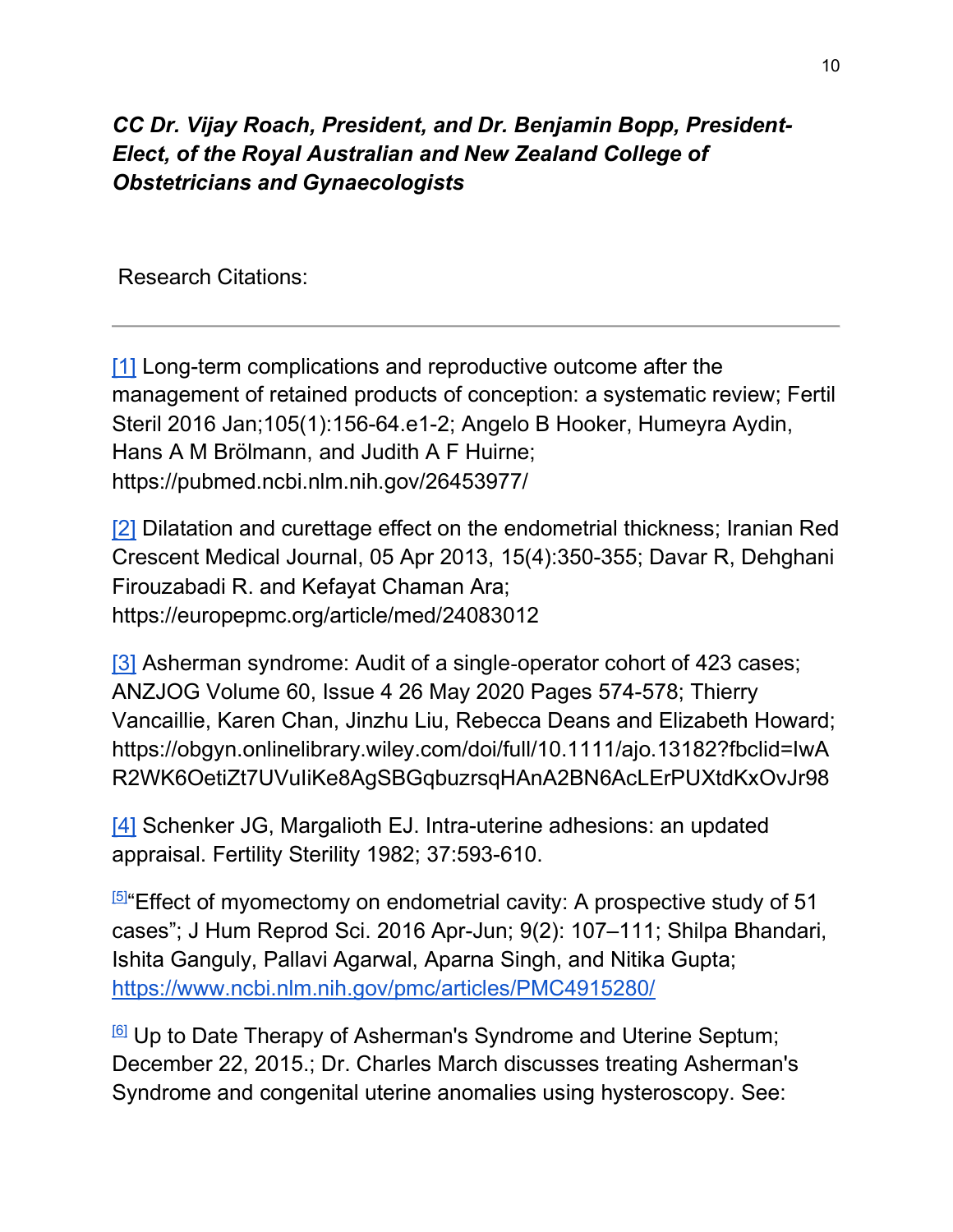***CC Dr. Vijay Roach, President, and Dr. Benjamin Bopp, President-Elect, of the Royal Australian and New Zealand College of Obstetricians and Gynaecologists***

Research Citations:

---

[1] Long-term complications and reproductive outcome after the management of retained products of conception: a systematic review; Fertil Steril 2016 Jan;105(1):156-64.e1-2; Angelo B Hooker, Humeyra Aydin, Hans A M Brölmann, and Judith A F Huirne; https://pubmed.ncbi.nlm.nih.gov/26453977/

[2] Dilatation and curettage effect on the endometrial thickness; Iranian Red Crescent Medical Journal, 05 Apr 2013, 15(4):350-355; Davar R, Dehghani Firouzabadi R. and Kefayat Chaman Ara; https://europepmc.org/article/med/24083012

[3] Asherman syndrome: Audit of a single-operator cohort of 423 cases; ANZJOG Volume 60, Issue 4 26 May 2020 Pages 574-578; Thierry Vancaillie, Karen Chan, Jinzhu Liu, Rebecca Deans and Elizabeth Howard; https://obgyn.onlinelibrary.wiley.com/doi/full/10.1111/ajo.13182?fbclid=IwAR2WK6OetiZt7UVuIiKe8AgSBGqbuzrsqHAnA2BN6AcLErPUXtdKxOvJr98

[4] Schenker JG, Margalioth EJ. Intra-uterine adhesions: an updated appraisal. Fertility Sterility 1982; 37:593-610.

[5]"Effect of myomectomy on endometrial cavity: A prospective study of 51 cases"; J Hum Reprod Sci. 2016 Apr-Jun; 9(2): 107–111; Shilpa Bhandari, Ishita Ganguly, Pallavi Agarwal, Aparna Singh, and Nitika Gupta; https://www.ncbi.nlm.nih.gov/pmc/articles/PMC4915280/

[6] Up to Date Therapy of Asherman's Syndrome and Uterine Septum; December 22, 2015.; Dr. Charles March discusses treating Asherman's Syndrome and congenital uterine anomalies using hysteroscopy. See: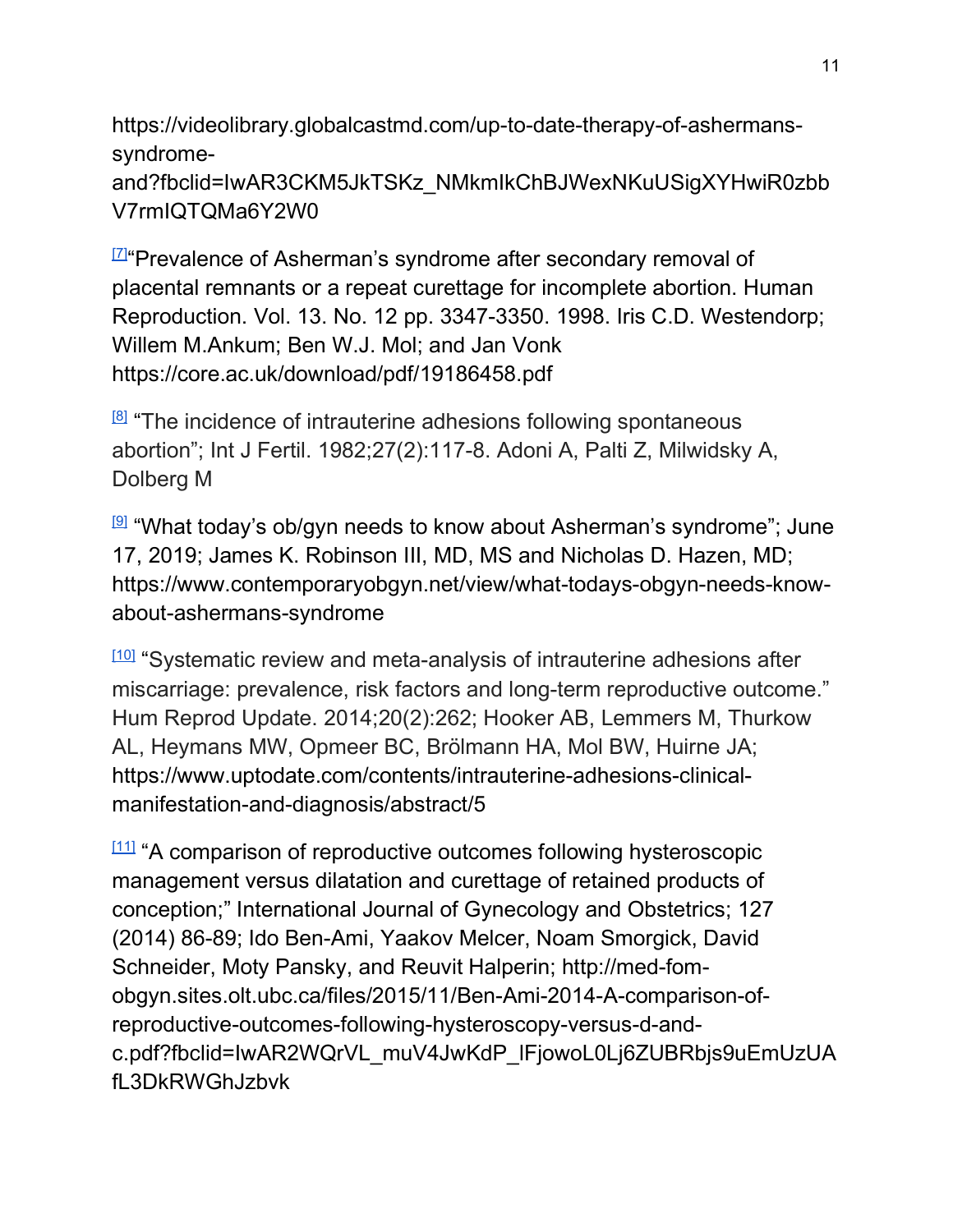https://videolibrary.globalcastmd.com/up-to-date-therapy-of-ashermans-syndrome-and?fbclid=IwAR3CKM5JkTSKz_NMkmIkChBJWexNKuUSigXYHwiR0zbbV7rmIQTQMa6Y2W0

[7]"Prevalence of Asherman's syndrome after secondary removal of placental remnants or a repeat curettage for incomplete abortion. Human Reproduction. Vol. 13. No. 12 pp. 3347-3350. 1998. Iris C.D. Westendorp; Willem M.Ankum; Ben W.J. Mol; and Jan Vonk https://core.ac.uk/download/pdf/19186458.pdf

[8] "The incidence of intrauterine adhesions following spontaneous abortion"; Int J Fertil. 1982;27(2):117-8. Adoni A, Palti Z, Milwidsky A, Dolberg M

[9] "What today's ob/gyn needs to know about Asherman's syndrome"; June 17, 2019; James K. Robinson III, MD, MS and Nicholas D. Hazen, MD; https://www.contemporaryobgyn.net/view/what-todays-obgyn-needs-know-about-ashermans-syndrome

[10] "Systematic review and meta-analysis of intrauterine adhesions after miscarriage: prevalence, risk factors and long-term reproductive outcome." Hum Reprod Update. 2014;20(2):262; Hooker AB, Lemmers M, Thurkow AL, Heymans MW, Opmeer BC, Brölmann HA, Mol BW, Huirne JA; https://www.uptodate.com/contents/intrauterine-adhesions-clinical-manifestation-and-diagnosis/abstract/5

[11] "A comparison of reproductive outcomes following hysteroscopic management versus dilatation and curettage of retained products of conception;" International Journal of Gynecology and Obstetrics; 127 (2014) 86-89; Ido Ben-Ami, Yaakov Melcer, Noam Smorgick, David Schneider, Moty Pansky, and Reuvit Halperin; http://med-fom-obgyn.sites.olt.ubc.ca/files/2015/11/Ben-Ami-2014-A-comparison-of-reproductive-outcomes-following-hysteroscopy-versus-d-and-c.pdf?fbclid=IwAR2WQrVL_muV4JwKdP_lFjowoL0Lj6ZUBRbjs9uEmUzUAfL3DkRWGhJzbvk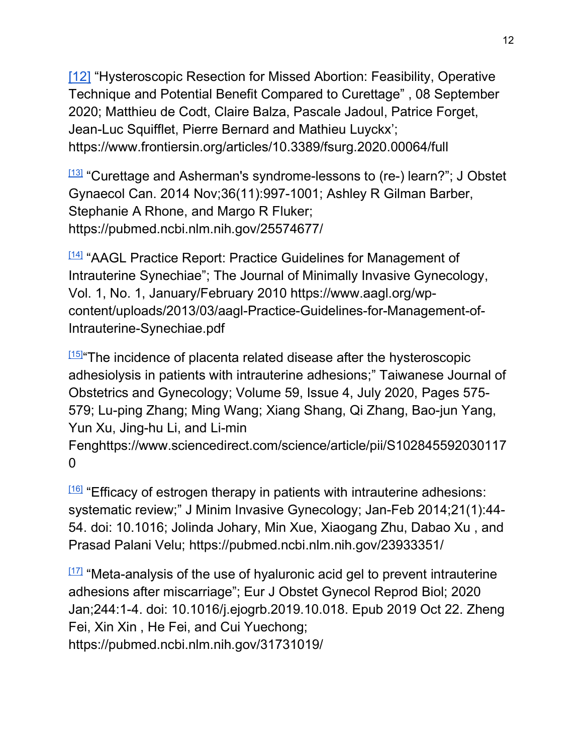[12] "Hysteroscopic Resection for Missed Abortion: Feasibility, Operative Technique and Potential Benefit Compared to Curettage" , 08 September 2020; Matthieu de Codt, Claire Balza, Pascale Jadoul, Patrice Forget, Jean-Luc Squifflet, Pierre Bernard and Mathieu Luyckx'; https://www.frontiersin.org/articles/10.3389/fsurg.2020.00064/full

[13] "Curettage and Asherman's syndrome-lessons to (re-) learn?"; J Obstet Gynaecol Can. 2014 Nov;36(11):997-1001; Ashley R Gilman Barber, Stephanie A Rhone, and Margo R Fluker; https://pubmed.ncbi.nlm.nih.gov/25574677/

[14] "AAGL Practice Report: Practice Guidelines for Management of Intrauterine Synechiae"; The Journal of Minimally Invasive Gynecology, Vol. 1, No. 1, January/February 2010 https://www.aagl.org/wp-content/uploads/2013/03/aagl-Practice-Guidelines-for-Management-of-Intrauterine-Synechiae.pdf

[15]"The incidence of placenta related disease after the hysteroscopic adhesiolysis in patients with intrauterine adhesions;" Taiwanese Journal of Obstetrics and Gynecology; Volume 59, Issue 4, July 2020, Pages 575-579; Lu-ping Zhang; Ming Wang; Xiang Shang, Qi Zhang, Bao-jun Yang, Yun Xu, Jing-hu Li, and Li-min Fenghttps://www.sciencedirect.com/science/article/pii/S1028455920301170

[16] "Efficacy of estrogen therapy in patients with intrauterine adhesions: systematic review;" J Minim Invasive Gynecology; Jan-Feb 2014;21(1):44-54. doi: 10.1016; Jolinda Johary, Min Xue, Xiaogang Zhu, Dabao Xu , and Prasad Palani Velu; https://pubmed.ncbi.nlm.nih.gov/23933351/

[17] "Meta-analysis of the use of hyaluronic acid gel to prevent intrauterine adhesions after miscarriage"; Eur J Obstet Gynecol Reprod Biol; 2020 Jan;244:1-4. doi: 10.1016/j.ejogrb.2019.10.018. Epub 2019 Oct 22. Zheng Fei, Xin Xin , He Fei, and Cui Yuechong; https://pubmed.ncbi.nlm.nih.gov/31731019/